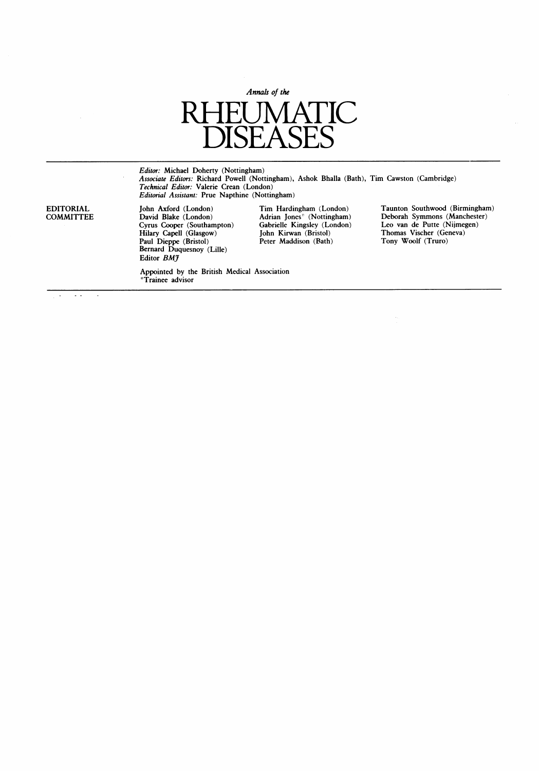*Annals of the*

# RHEUMATIC DISEASES

*Editor:* Michael Doherty (Nottingham)
*Associate Editors:* Richard Powell (Nottingham), Ashok Bhalla (Bath), Tim Cawston (Cambridge)
*Technical Editor:* Valerie Crean (London)
*Editorial Assistant:* Prue Napthine (Nottingham)

**EDITORIAL COMMITTEE**

John Axford (London)
David Blake (London)
Cyrus Cooper (Southampton)
Hilary Capell (Glasgow)
Paul Dieppe (Bristol)
Bernard Duquesnoy (Lille)
Editor *BMJ*

Tim Hardingham (London)
Adrian Jones* (Nottingham)
Gabrielle Kingsley (London)
John Kirwan (Bristol)
Peter Maddison (Bath)

Taunton Southwood (Birmingham)
Deborah Symmons (Manchester)
Leo van de Putte (Nijmegen)
Thomas Vischer (Geneva)
Tony Woolf (Truro)

Appointed by the British Medical Association
*Trainee advisor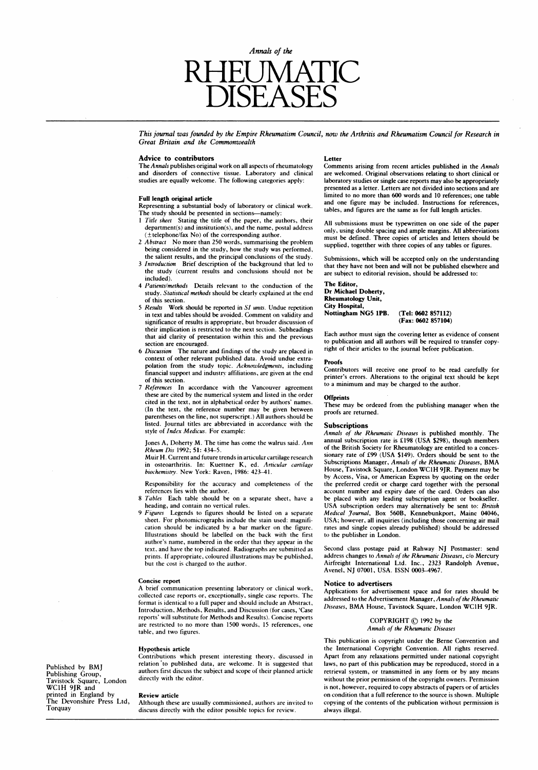*Annals of the*

# RHEUMATIC DISEASES

*This journal was founded by the Empire Rheumatism Council, now the Arthritis and Rheumatism Council for Research in Great Britain and the Commonwealth*

## Advice to contributors

The *Annals* publishes original work on all aspects of rheumatology and disorders of connective tissue. Laboratory and clinical studies are equally welcome. The following categories apply:

### Full length original article

Representing a substantial body of laboratory or clinical work. The study should be presented in sections—namely:

1. *Title sheet* Stating the title of the paper, the authors, their department(s) and institution(s), and the name, postal address (±telephone/fax No) of the corresponding author.
2. *Abstract* No more than 250 words, summarising the problem being considered in the study, how the study was performed, the salient results, and the principal conclusions of the study.
3. *Introduction* Brief description of the background that led to the study (current results and conclusions should not be included).
4. *Patients/methods* Details relevant to the conduction of the study. *Statistical methods* should be clearly explained at the end of this section.
5. *Results* Work should be reported in *SI units*. Undue repetition in text and tables should be avoided. Comment on validity and significance of results is appropriate, but broader discussion of their implication is restricted to the next section. Subheadings that aid clarity of presentation within this and the previous section are encouraged.
6. *Discussion* The nature and findings of the study are placed in context of other relevant published data. Avoid undue extrapolation from the study topic. *Acknowledgments*, including financial support and industry affiliations, are given at the end of this section.
7. *References* In accordance with the Vancouver agreement these are cited by the numerical system and listed in the order cited in the text, not in alphabetical order by authors' names. (In the text, the reference number may be given between parentheses on the line, not superscript.) All authors should be listed. Journal titles are abbreviated in accordance with the style of *Index Medicus*. For example:

   Jones A, Doherty M. The time has come the walrus said. *Ann Rheum Dis* 1992; 51: 434–5.

   Muir H. Current and future trends in articular cartilage research in osteoarthritis. In: Kuettner K, ed. *Articular cartilage biochemistry*. New York: Raven, 1986: 423–41.

   Responsibility for the accuracy and completeness of the references lies with the author.
8. *Tables* Each table should be on a separate sheet, have a heading, and contain no vertical rules.
9. *Figures* Legends to figures should be listed on a separate sheet. For photomicrographs include the stain used: magnification should be indicated by a bar marker on the figure. Illustrations should be labelled on the back with the first author's name, numbered in the order that they appear in the text, and have the top indicated. Radiographs are submitted as prints. If appropriate, coloured illustrations may be published, but the cost is charged to the author.

### Concise report

A brief communication presenting laboratory or clinical work, collected case reports or, exceptionally, single case reports. The format is identical to a full paper and should include an Abstract, Introduction, Methods, Results, and Discussion (for cases, 'Case reports' will substitute for Methods and Results). Concise reports are restricted to no more than 1500 words, 15 references, one table, and two figures.

### Hypothesis article

Contributions which present interesting theory, discussed in relation to published data, are welcome. It is suggested that authors first discuss the subject and scope of their planned article directly with the editor.

### Review article

Although these are usually commissioned, authors are invited to discuss directly with the editor possible topics for review.

### Letter

Comments arising from recent articles published in the *Annals* are welcomed. Original observations relating to short clinical or laboratory studies or single case reports may also be appropriately presented as a letter. Letters are not divided into sections and are limited to no more than 600 words and 10 references; one table and one figure may be included. Instructions for references, tables, and figures are the same as for full length articles.

All submissions must be typewritten on one side of the paper only, using double spacing and ample margins. All abbreviations must be defined. Three copies of articles and letters should be supplied, togetther with three copies of any tables or figures.

Submissions, which will be accepted only on the understanding that they have not been and will not be published elsewhere and are subject to editorial revision, should be addressed to:

**The Editor,**
**Dr Michael Doherty,**
**Rheumatology Unit,**
**City Hospital,**
**Nottingham NG5 1PB. (Tel: 0602 857112)**
**(Fax: 0602 857104)**

Each author must sign the covering letter as evidence of consent to publication and all authors will be required to transfer copyright of their articles to the journal before publication.

### Proofs

Contributors will receive one proof to be read carefully for printer's errors. Alterations to the original text should be kept to a minimum and may be charged to the author.

### Offprints

These may be ordered from the publishing manager when the proofs are returned.

## Subscriptions

*Annals of the Rheumatic Diseases* is published monthly. The annual subscription rate is £198 (USA $298), though members of the British Society for Rheumatology are entitled to a concessionary rate of £99 (USA $149). Orders should be sent to the Subscriptions Manager, *Annals of the Rheumatic Diseases*, BMA House, Tavistock Square, London WC1H 9JR. Payment may be by Access, Visa, or American Express by quoting on the order the preferred credit or charge card together with the personal account number and expiry date of the card. Orders can also be placed with any leading subscription agent or bookseller. USA subscription orders may alternatively be sent to: *British Medical Journal*, Box 560B, Kennebunkport, Maine 04046, USA; however, all inquiries (including those concerning air mail rates and single copies already published) should be addressed to the publisher in London.

Second class postage paid at Rahway NJ Postmaster: send address changes to *Annals of the Rheumatic Diseases*, c/o Mercury Airfreight International Ltd. Inc., 2323 Randolph Avenue, Avenel, NJ 07001, USA. ISSN 0003–4967.

## Notice to advertisers

Applications for advertisement space and for rates should be addressed to the Advertisement Manager, *Annals of the Rheumatic Diseases*, BMA House, Tavistock Square, London WC1H 9JR.

COPYRIGHT © 1992 by the
*Annals of the Rheumatic Diseases*

This publication is copyright under the Berne Convention and the International Copyright Convention. All rights reserved. Apart from any relaxations permitted under national copyright laws, no part of this publication may be reproduced, stored in a retrieval system, or transmitted in any form or by any means without the prior permission of the copyright owners. Permission is not, however, required to copy abstracts of papers or of articles on condition that a full reference to the source is shown. Multiple copying of the contents of the publication without permission is always illegal.

Published by BMJ Publishing Group, Tavistock Square, London WC1H 9JR and printed in England by The Devonshire Press Ltd, Torquay